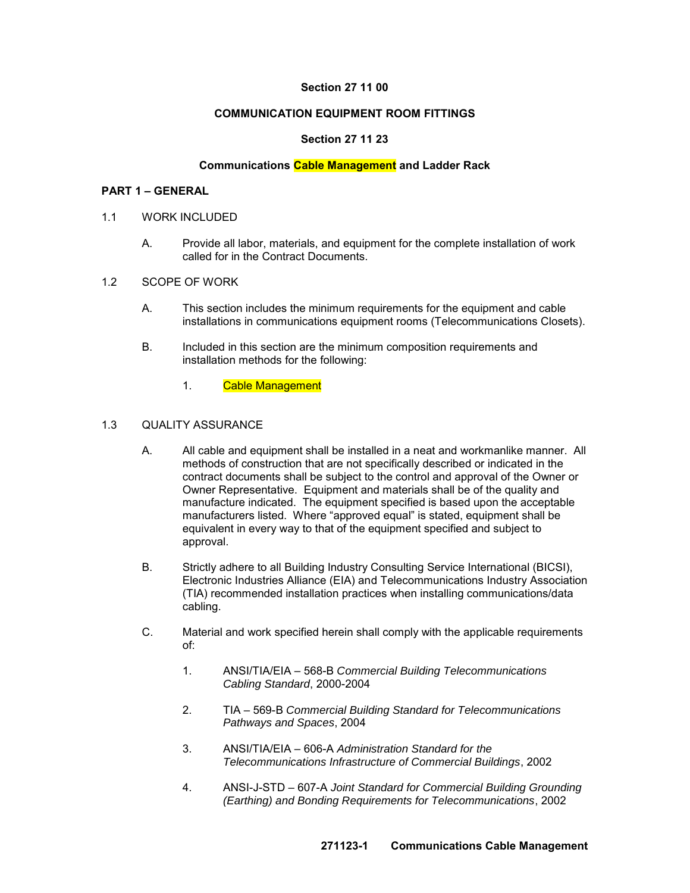# Section 27 11 00

# COMMUNICATION EQUIPMENT ROOM FITTINGS

## Section 27 11 23

## Communications Cable Management and Ladder Rack

### PART 1 – GENERAL

1.1 WORK INCLUDED

A. Provide all labor, materials, and equipment for the complete installation of work called for in the Contract Documents.

1.2 SCOPE OF WORK

A. This section includes the minimum requirements for the equipment and cable installations in communications equipment rooms (Telecommunications Closets).

B. Included in this section are the minimum composition requirements and installation methods for the following:

1. Cable Management

1.3 QUALITY ASSURANCE

A. All cable and equipment shall be installed in a neat and workmanlike manner. All methods of construction that are not specifically described or indicated in the contract documents shall be subject to the control and approval of the Owner or Owner Representative. Equipment and materials shall be of the quality and manufacture indicated. The equipment specified is based upon the acceptable manufacturers listed. Where "approved equal" is stated, equipment shall be equivalent in every way to that of the equipment specified and subject to approval.

B. Strictly adhere to all Building Industry Consulting Service International (BICSI), Electronic Industries Alliance (EIA) and Telecommunications Industry Association (TIA) recommended installation practices when installing communications/data cabling.

C. Material and work specified herein shall comply with the applicable requirements of:

1. ANSI/TIA/EIA – 568-B *Commercial Building Telecommunications Cabling Standard*, 2000-2004

2. TIA – 569-B *Commercial Building Standard for Telecommunications Pathways and Spaces*, 2004

3. ANSI/TIA/EIA – 606-A *Administration Standard for the Telecommunications Infrastructure of Commercial Buildings*, 2002

4. ANSI-J-STD – 607-A *Joint Standard for Commercial Building Grounding (Earthing) and Bonding Requirements for Telecommunications*, 2002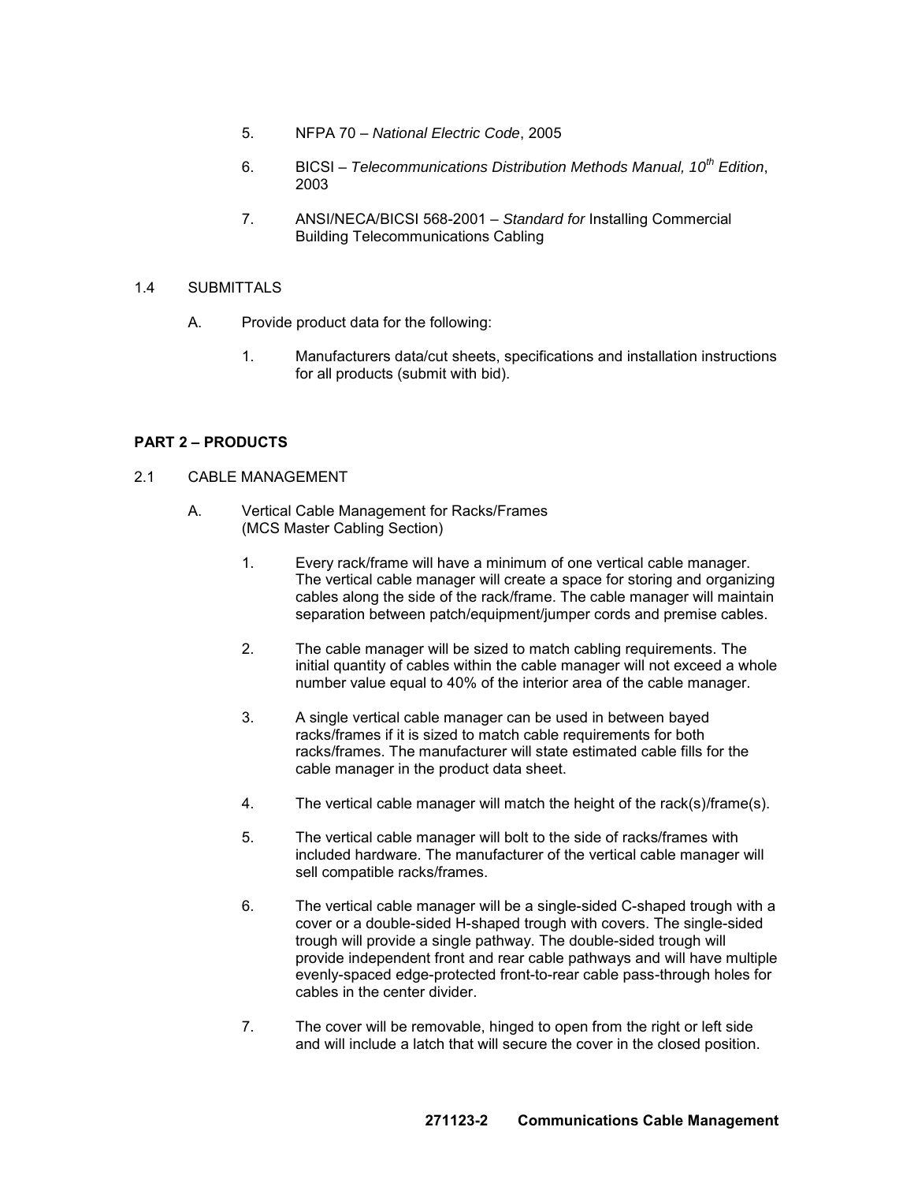5. NFPA 70 – *National Electric Code*, 2005

6. BICSI – *Telecommunications Distribution Methods Manual, 10th Edition*, 2003

7. ANSI/NECA/BICSI 568-2001 – *Standard for* Installing Commercial Building Telecommunications Cabling

1.4 SUBMITTALS

A. Provide product data for the following:

1. Manufacturers data/cut sheets, specifications and installation instructions for all products (submit with bid).

**PART 2 – PRODUCTS**

2.1 CABLE MANAGEMENT

A. Vertical Cable Management for Racks/Frames (MCS Master Cabling Section)

1. Every rack/frame will have a minimum of one vertical cable manager. The vertical cable manager will create a space for storing and organizing cables along the side of the rack/frame. The cable manager will maintain separation between patch/equipment/jumper cords and premise cables.

2. The cable manager will be sized to match cabling requirements. The initial quantity of cables within the cable manager will not exceed a whole number value equal to 40% of the interior area of the cable manager.

3. A single vertical cable manager can be used in between bayed racks/frames if it is sized to match cable requirements for both racks/frames. The manufacturer will state estimated cable fills for the cable manager in the product data sheet.

4. The vertical cable manager will match the height of the rack(s)/frame(s).

5. The vertical cable manager will bolt to the side of racks/frames with included hardware. The manufacturer of the vertical cable manager will sell compatible racks/frames.

6. The vertical cable manager will be a single-sided C-shaped trough with a cover or a double-sided H-shaped trough with covers. The single-sided trough will provide a single pathway. The double-sided trough will provide independent front and rear cable pathways and will have multiple evenly-spaced edge-protected front-to-rear cable pass-through holes for cables in the center divider.

7. The cover will be removable, hinged to open from the right or left side and will include a latch that will secure the cover in the closed position.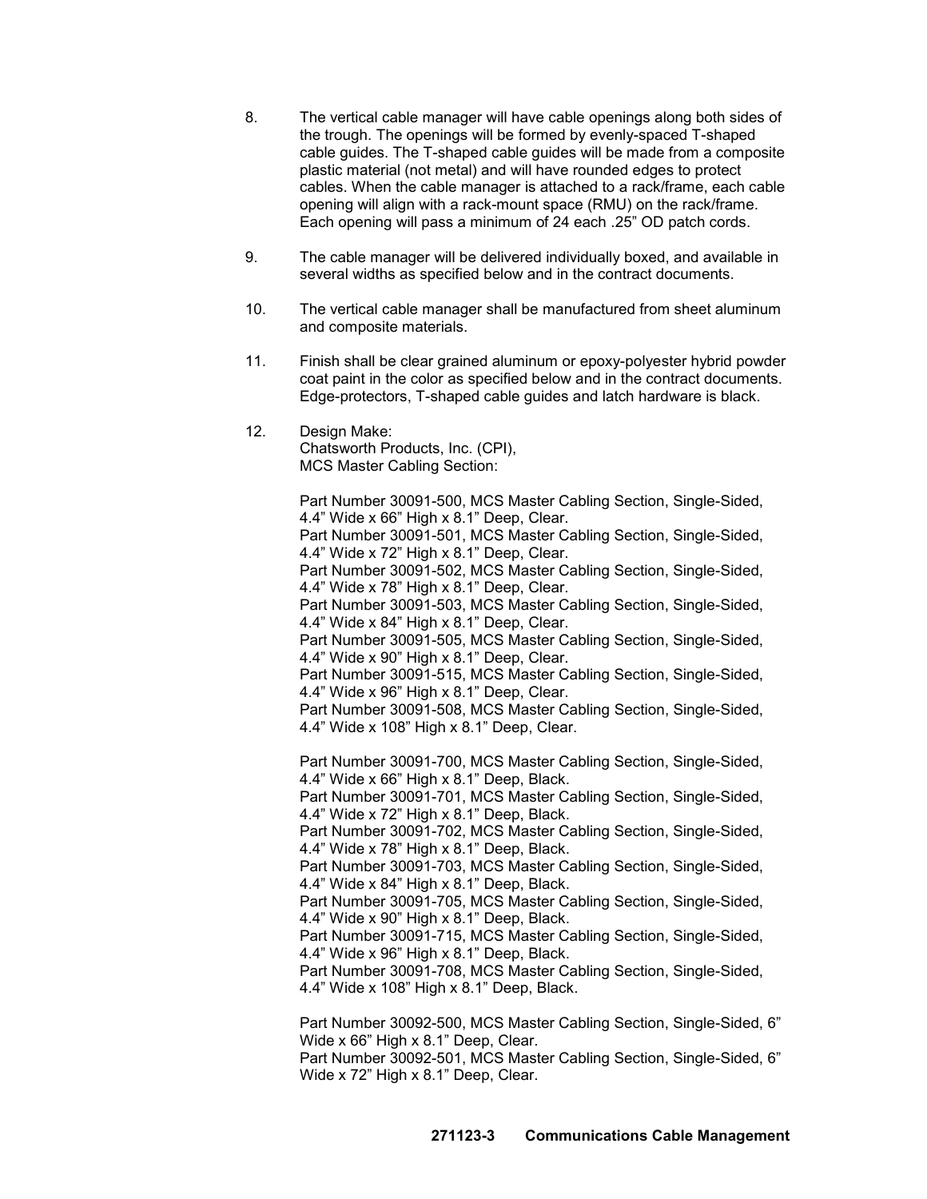8. The vertical cable manager will have cable openings along both sides of the trough. The openings will be formed by evenly-spaced T-shaped cable guides. The T-shaped cable guides will be made from a composite plastic material (not metal) and will have rounded edges to protect cables. When the cable manager is attached to a rack/frame, each cable opening will align with a rack-mount space (RMU) on the rack/frame. Each opening will pass a minimum of 24 each .25" OD patch cords.

9. The cable manager will be delivered individually boxed, and available in several widths as specified below and in the contract documents.

10. The vertical cable manager shall be manufactured from sheet aluminum and composite materials.

11. Finish shall be clear grained aluminum or epoxy-polyester hybrid powder coat paint in the color as specified below and in the contract documents. Edge-protectors, T-shaped cable guides and latch hardware is black.

12. Design Make:
    Chatsworth Products, Inc. (CPI),
    MCS Master Cabling Section:

    Part Number 30091-500, MCS Master Cabling Section, Single-Sided, 4.4" Wide x 66" High x 8.1" Deep, Clear.
    Part Number 30091-501, MCS Master Cabling Section, Single-Sided, 4.4" Wide x 72" High x 8.1" Deep, Clear.
    Part Number 30091-502, MCS Master Cabling Section, Single-Sided, 4.4" Wide x 78" High x 8.1" Deep, Clear.
    Part Number 30091-503, MCS Master Cabling Section, Single-Sided, 4.4" Wide x 84" High x 8.1" Deep, Clear.
    Part Number 30091-505, MCS Master Cabling Section, Single-Sided, 4.4" Wide x 90" High x 8.1" Deep, Clear.
    Part Number 30091-515, MCS Master Cabling Section, Single-Sided, 4.4" Wide x 96" High x 8.1" Deep, Clear.
    Part Number 30091-508, MCS Master Cabling Section, Single-Sided, 4.4" Wide x 108" High x 8.1" Deep, Clear.

    Part Number 30091-700, MCS Master Cabling Section, Single-Sided, 4.4" Wide x 66" High x 8.1" Deep, Black.
    Part Number 30091-701, MCS Master Cabling Section, Single-Sided, 4.4" Wide x 72" High x 8.1" Deep, Black.
    Part Number 30091-702, MCS Master Cabling Section, Single-Sided, 4.4" Wide x 78" High x 8.1" Deep, Black.
    Part Number 30091-703, MCS Master Cabling Section, Single-Sided, 4.4" Wide x 84" High x 8.1" Deep, Black.
    Part Number 30091-705, MCS Master Cabling Section, Single-Sided, 4.4" Wide x 90" High x 8.1" Deep, Black.
    Part Number 30091-715, MCS Master Cabling Section, Single-Sided, 4.4" Wide x 96" High x 8.1" Deep, Black.
    Part Number 30091-708, MCS Master Cabling Section, Single-Sided, 4.4" Wide x 108" High x 8.1" Deep, Black.

    Part Number 30092-500, MCS Master Cabling Section, Single-Sided, 6" Wide x 66" High x 8.1" Deep, Clear.
    Part Number 30092-501, MCS Master Cabling Section, Single-Sided, 6" Wide x 72" High x 8.1" Deep, Clear.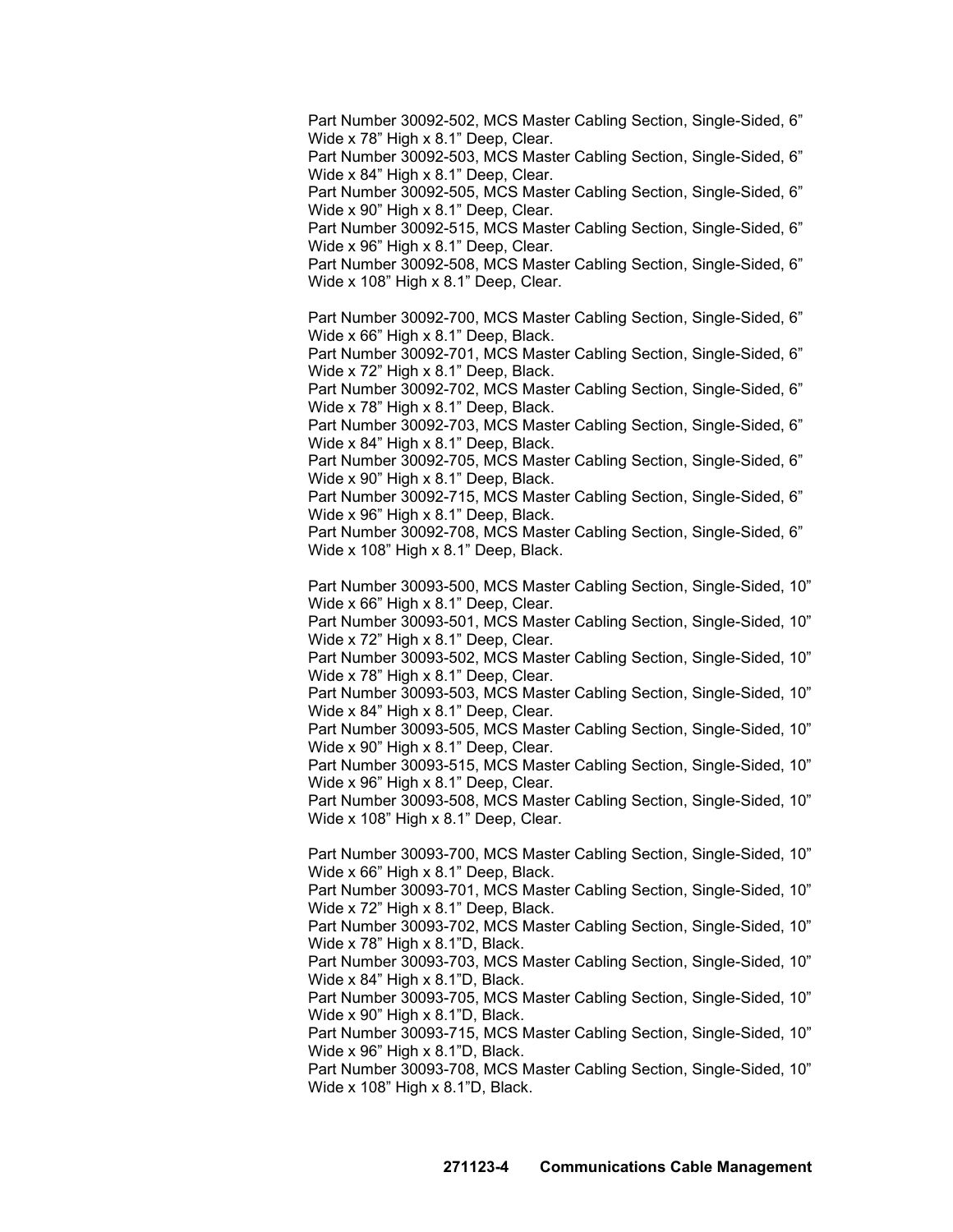Part Number 30092-502, MCS Master Cabling Section, Single-Sided, 6" Wide x 78" High x 8.1" Deep, Clear.
Part Number 30092-503, MCS Master Cabling Section, Single-Sided, 6" Wide x 84" High x 8.1" Deep, Clear.
Part Number 30092-505, MCS Master Cabling Section, Single-Sided, 6" Wide x 90" High x 8.1" Deep, Clear.
Part Number 30092-515, MCS Master Cabling Section, Single-Sided, 6" Wide x 96" High x 8.1" Deep, Clear.
Part Number 30092-508, MCS Master Cabling Section, Single-Sided, 6" Wide x 108" High x 8.1" Deep, Clear.

Part Number 30092-700, MCS Master Cabling Section, Single-Sided, 6" Wide x 66" High x 8.1" Deep, Black.
Part Number 30092-701, MCS Master Cabling Section, Single-Sided, 6" Wide x 72" High x 8.1" Deep, Black.
Part Number 30092-702, MCS Master Cabling Section, Single-Sided, 6" Wide x 78" High x 8.1" Deep, Black.
Part Number 30092-703, MCS Master Cabling Section, Single-Sided, 6" Wide x 84" High x 8.1" Deep, Black.
Part Number 30092-705, MCS Master Cabling Section, Single-Sided, 6" Wide x 90" High x 8.1" Deep, Black.
Part Number 30092-715, MCS Master Cabling Section, Single-Sided, 6" Wide x 96" High x 8.1" Deep, Black.
Part Number 30092-708, MCS Master Cabling Section, Single-Sided, 6" Wide x 108" High x 8.1" Deep, Black.

Part Number 30093-500, MCS Master Cabling Section, Single-Sided, 10" Wide x 66" High x 8.1" Deep, Clear.
Part Number 30093-501, MCS Master Cabling Section, Single-Sided, 10" Wide x 72" High x 8.1" Deep, Clear.
Part Number 30093-502, MCS Master Cabling Section, Single-Sided, 10" Wide x 78" High x 8.1" Deep, Clear.
Part Number 30093-503, MCS Master Cabling Section, Single-Sided, 10" Wide x 84" High x 8.1" Deep, Clear.
Part Number 30093-505, MCS Master Cabling Section, Single-Sided, 10" Wide x 90" High x 8.1" Deep, Clear.
Part Number 30093-515, MCS Master Cabling Section, Single-Sided, 10" Wide x 96" High x 8.1" Deep, Clear.
Part Number 30093-508, MCS Master Cabling Section, Single-Sided, 10" Wide x 108" High x 8.1" Deep, Clear.

Part Number 30093-700, MCS Master Cabling Section, Single-Sided, 10" Wide x 66" High x 8.1" Deep, Black.
Part Number 30093-701, MCS Master Cabling Section, Single-Sided, 10" Wide x 72" High x 8.1" Deep, Black.
Part Number 30093-702, MCS Master Cabling Section, Single-Sided, 10" Wide x 78" High x 8.1"D, Black.
Part Number 30093-703, MCS Master Cabling Section, Single-Sided, 10" Wide x 84" High x 8.1"D, Black.
Part Number 30093-705, MCS Master Cabling Section, Single-Sided, 10" Wide x 90" High x 8.1"D, Black.
Part Number 30093-715, MCS Master Cabling Section, Single-Sided, 10" Wide x 96" High x 8.1"D, Black.
Part Number 30093-708, MCS Master Cabling Section, Single-Sided, 10" Wide x 108" High x 8.1"D, Black.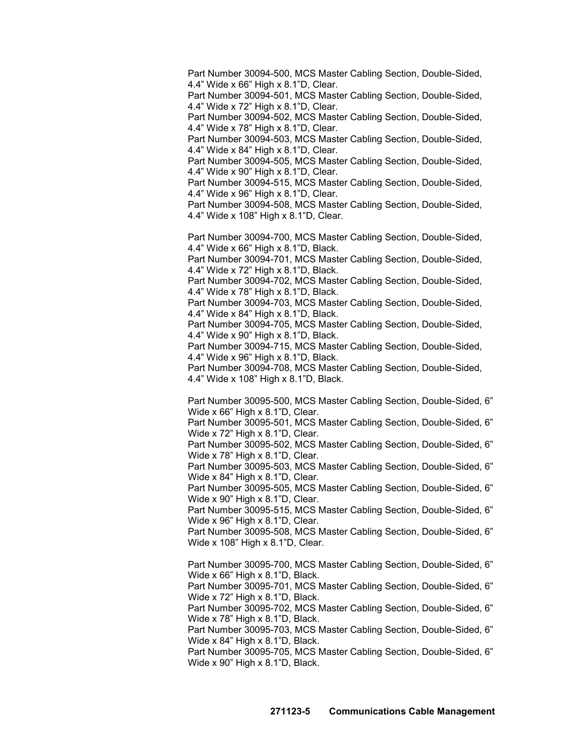Part Number 30094-500, MCS Master Cabling Section, Double-Sided, 4.4" Wide x 66" High x 8.1"D, Clear.
Part Number 30094-501, MCS Master Cabling Section, Double-Sided, 4.4" Wide x 72" High x 8.1"D, Clear.
Part Number 30094-502, MCS Master Cabling Section, Double-Sided, 4.4" Wide x 78" High x 8.1"D, Clear.
Part Number 30094-503, MCS Master Cabling Section, Double-Sided, 4.4" Wide x 84" High x 8.1"D, Clear.
Part Number 30094-505, MCS Master Cabling Section, Double-Sided, 4.4" Wide x 90" High x 8.1"D, Clear.
Part Number 30094-515, MCS Master Cabling Section, Double-Sided, 4.4" Wide x 96" High x 8.1"D, Clear.
Part Number 30094-508, MCS Master Cabling Section, Double-Sided, 4.4" Wide x 108" High x 8.1"D, Clear.

Part Number 30094-700, MCS Master Cabling Section, Double-Sided, 4.4" Wide x 66" High x 8.1"D, Black.
Part Number 30094-701, MCS Master Cabling Section, Double-Sided, 4.4" Wide x 72" High x 8.1"D, Black.
Part Number 30094-702, MCS Master Cabling Section, Double-Sided, 4.4" Wide x 78" High x 8.1"D, Black.
Part Number 30094-703, MCS Master Cabling Section, Double-Sided, 4.4" Wide x 84" High x 8.1"D, Black.
Part Number 30094-705, MCS Master Cabling Section, Double-Sided, 4.4" Wide x 90" High x 8.1"D, Black.
Part Number 30094-715, MCS Master Cabling Section, Double-Sided, 4.4" Wide x 96" High x 8.1"D, Black.
Part Number 30094-708, MCS Master Cabling Section, Double-Sided, 4.4" Wide x 108" High x 8.1"D, Black.

Part Number 30095-500, MCS Master Cabling Section, Double-Sided, 6" Wide x 66" High x 8.1"D, Clear.
Part Number 30095-501, MCS Master Cabling Section, Double-Sided, 6" Wide x 72" High x 8.1"D, Clear.
Part Number 30095-502, MCS Master Cabling Section, Double-Sided, 6" Wide x 78" High x 8.1"D, Clear.
Part Number 30095-503, MCS Master Cabling Section, Double-Sided, 6" Wide x 84" High x 8.1"D, Clear.
Part Number 30095-505, MCS Master Cabling Section, Double-Sided, 6" Wide x 90" High x 8.1"D, Clear.
Part Number 30095-515, MCS Master Cabling Section, Double-Sided, 6" Wide x 96" High x 8.1"D, Clear.
Part Number 30095-508, MCS Master Cabling Section, Double-Sided, 6" Wide x 108" High x 8.1"D, Clear.

Part Number 30095-700, MCS Master Cabling Section, Double-Sided, 6" Wide x 66" High x 8.1"D, Black.
Part Number 30095-701, MCS Master Cabling Section, Double-Sided, 6" Wide x 72" High x 8.1"D, Black.
Part Number 30095-702, MCS Master Cabling Section, Double-Sided, 6" Wide x 78" High x 8.1"D, Black.
Part Number 30095-703, MCS Master Cabling Section, Double-Sided, 6" Wide x 84" High x 8.1"D, Black.
Part Number 30095-705, MCS Master Cabling Section, Double-Sided, 6" Wide x 90" High x 8.1"D, Black.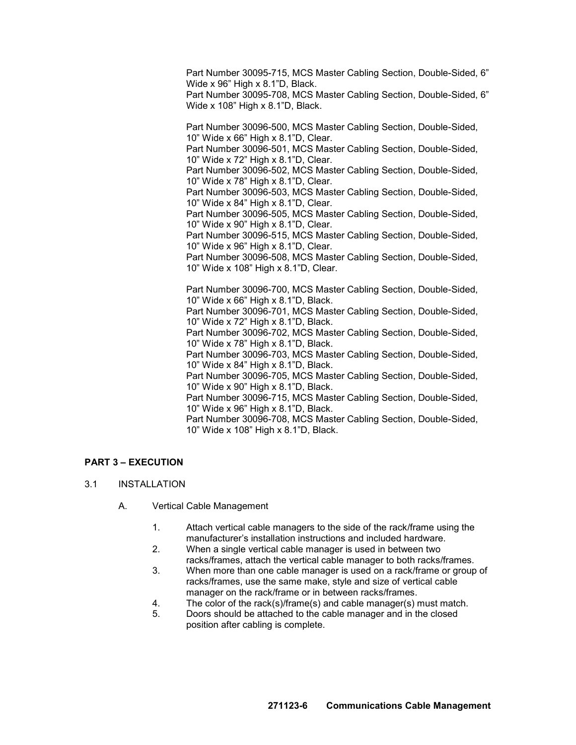Part Number 30095-715, MCS Master Cabling Section, Double-Sided, 6" Wide x 96" High x 8.1"D, Black.
Part Number 30095-708, MCS Master Cabling Section, Double-Sided, 6" Wide x 108" High x 8.1"D, Black.

Part Number 30096-500, MCS Master Cabling Section, Double-Sided, 10" Wide x 66" High x 8.1"D, Clear.
Part Number 30096-501, MCS Master Cabling Section, Double-Sided, 10" Wide x 72" High x 8.1"D, Clear.
Part Number 30096-502, MCS Master Cabling Section, Double-Sided, 10" Wide x 78" High x 8.1"D, Clear.
Part Number 30096-503, MCS Master Cabling Section, Double-Sided, 10" Wide x 84" High x 8.1"D, Clear.
Part Number 30096-505, MCS Master Cabling Section, Double-Sided, 10" Wide x 90" High x 8.1"D, Clear.
Part Number 30096-515, MCS Master Cabling Section, Double-Sided, 10" Wide x 96" High x 8.1"D, Clear.
Part Number 30096-508, MCS Master Cabling Section, Double-Sided, 10" Wide x 108" High x 8.1"D, Clear.

Part Number 30096-700, MCS Master Cabling Section, Double-Sided, 10" Wide x 66" High x 8.1"D, Black.
Part Number 30096-701, MCS Master Cabling Section, Double-Sided, 10" Wide x 72" High x 8.1"D, Black.
Part Number 30096-702, MCS Master Cabling Section, Double-Sided, 10" Wide x 78" High x 8.1"D, Black.
Part Number 30096-703, MCS Master Cabling Section, Double-Sided, 10" Wide x 84" High x 8.1"D, Black.
Part Number 30096-705, MCS Master Cabling Section, Double-Sided, 10" Wide x 90" High x 8.1"D, Black.
Part Number 30096-715, MCS Master Cabling Section, Double-Sided, 10" Wide x 96" High x 8.1"D, Black.
Part Number 30096-708, MCS Master Cabling Section, Double-Sided, 10" Wide x 108" High x 8.1"D, Black.

## PART 3 – EXECUTION

### 3.1 INSTALLATION

A. Vertical Cable Management

1. Attach vertical cable managers to the side of the rack/frame using the manufacturer's installation instructions and included hardware.
2. When a single vertical cable manager is used in between two racks/frames, attach the vertical cable manager to both racks/frames.
3. When more than one cable manager is used on a rack/frame or group of racks/frames, use the same make, style and size of vertical cable manager on the rack/frame or in between racks/frames.
4. The color of the rack(s)/frame(s) and cable manager(s) must match.
5. Doors should be attached to the cable manager and in the closed position after cabling is complete.